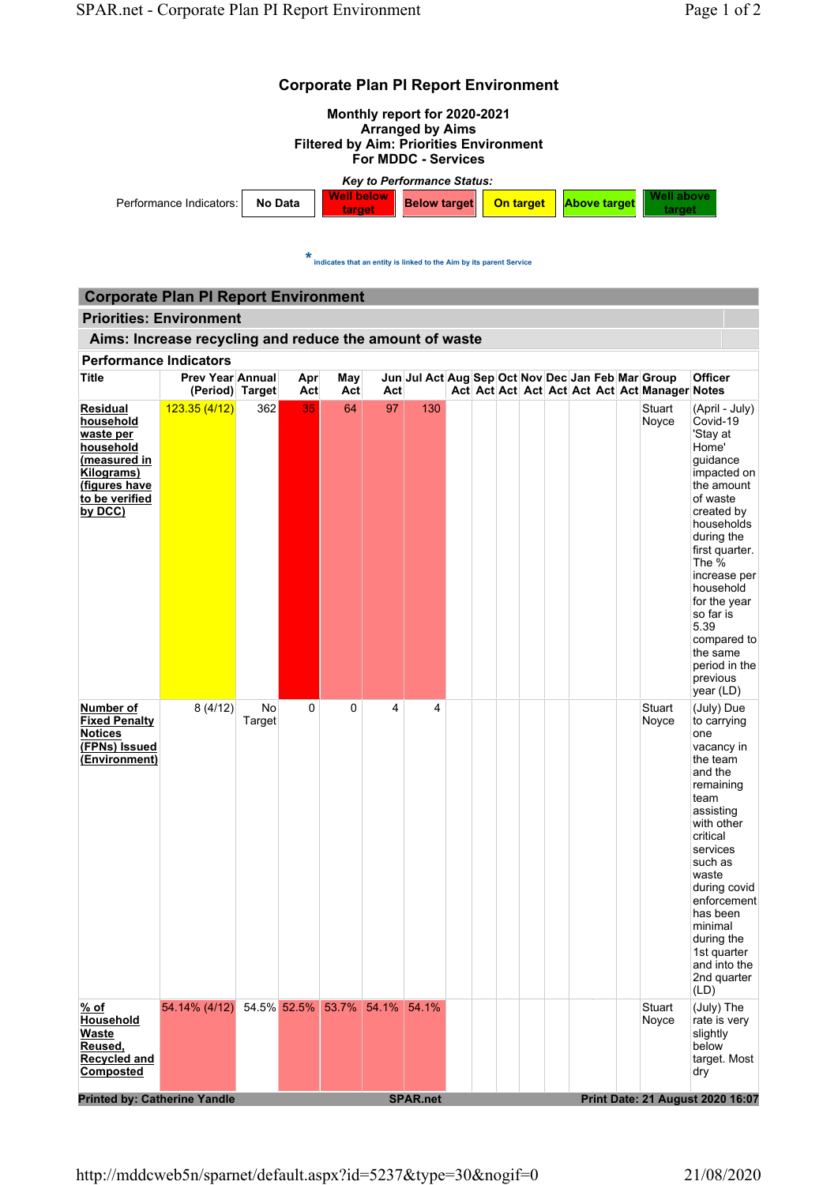# Corporate Plan PI Report Environment

**Monthly report for 2020-2021**
**Arranged by Aims**
**Filtered by Aim: Priorities Environment**
**For MDDC - Services**

***Key to Performance Status:***

| Performance Indicators: | No Data | Well below target | Below target | On target | Above target | Well above target |
|---|---|---|---|---|---|---|

* indicates that an entity is linked to the Aim by its parent Service

## Corporate Plan PI Report Environment

### Priorities: Environment

### Aims: Increase recycling and reduce the amount of waste

#### Performance Indicators

| Title | Prev Year (Period) | Annual Target | Apr Act | May Act | Jun Act | Jul Act | Aug Act | Sep Act | Oct Act | Nov Act | Dec Act | Jan Act | Feb Act | Mar Act | Group Manager | Officer Notes |
|---|---|---|---|---|---|---|---|---|---|---|---|---|---|---|---|---|
| Residual household waste per household (measured in Kilograms) (figures have to be verified by DCC) | 123.35 (4/12) | 362 | 35 | 64 | 97 | 130 | | | | | | | | | Stuart Noyce | (April - July) Covid-19 'Stay at Home' guidance impacted on the amount of waste created by households during the first quarter. The % increase per household for the year so far is 5.39 compared to the same period in the previous year (LD) |
| Number of Fixed Penalty Notices (FPNs) Issued (Environment) | 8 (4/12) | No Target | 0 | 0 | 4 | 4 | | | | | | | | | Stuart Noyce | (July) Due to carrying one vacancy in the team and the remaining team assisting with other critical services such as waste during covid enforcement has been minimal during the 1st quarter and into the 2nd quarter (LD) |
| % of Household Waste Reused, Recycled and Composted | 54.14% (4/12) | 54.5% | 52.5% | 53.7% | 54.1% | 54.1% | | | | | | | | | Stuart Noyce | (July) The rate is very slightly below target. Most dry |

Printed by: Catherine Yandle | SPAR.net | Print Date: 21 August 2020 16:07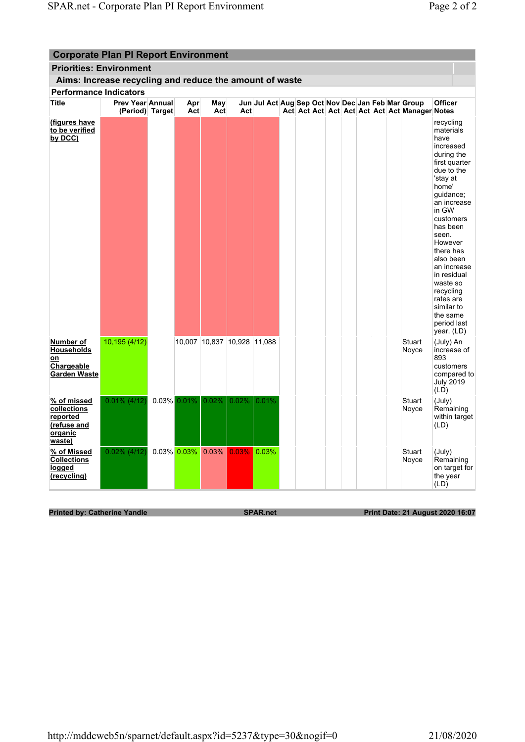## Corporate Plan PI Report Environment

### Priorities: Environment

#### Aims: Increase recycling and reduce the amount of waste

**Performance Indicators**

| Title | Prev Year (Period) | Annual Target | Apr Act | May Act | Jun Act | Jul Act | Aug Act | Sep Act | Oct Act | Nov Act | Dec Act | Jan Act | Feb Act | Mar Act | Group Manager | Officer Notes |
|---|---|---|---|---|---|---|---|---|---|---|---|---|---|---|---|---|
| (figures have to be verified by DCC) | | | | | | | | | | | | | | | | recycling materials have increased during the first quarter due to the 'stay at home' guidance; an increase in GW customers has been seen. However there has also been an increase in residual waste so recycling rates are similar to the same period last year. (LD) |
| Number of Households on Chargeable Garden Waste | 10,195 (4/12) | | 10,007 | 10,837 | 10,928 | 11,088 | | | | | | | | | Stuart Noyce | (July) An increase of 893 customers compared to July 2019 (LD) |
| % of missed collections reported (refuse and organic waste) | 0.01% (4/12) | 0.03% | 0.01% | 0.02% | 0.02% | 0.01% | | | | | | | | | Stuart Noyce | (July) Remaining within target (LD) |
| % of Missed Collections logged (recycling) | 0.02% (4/12) | 0.03% | 0.03% | 0.03% | 0.03% | 0.03% | | | | | | | | | Stuart Noyce | (July) Remaining on target for the year (LD) |

**Printed by: Catherine Yandle** **SPAR.net** **Print Date: 21 August 2020 16:07**